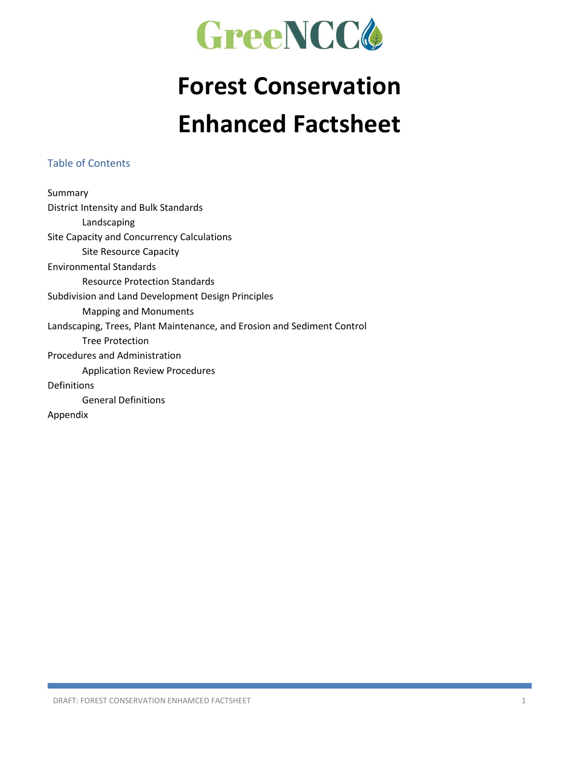GreeNCC

# Forest Conservation Enhanced Factsheet

## Table of Contents

Summary
District Intensity and Bulk Standards
- Landscaping

Site Capacity and Concurrency Calculations
- Site Resource Capacity

Environmental Standards
- Resource Protection Standards

Subdivision and Land Development Design Principles
- Mapping and Monuments

Landscaping, Trees, Plant Maintenance, and Erosion and Sediment Control
- Tree Protection

Procedures and Administration
- Application Review Procedures

Definitions
- General Definitions

Appendix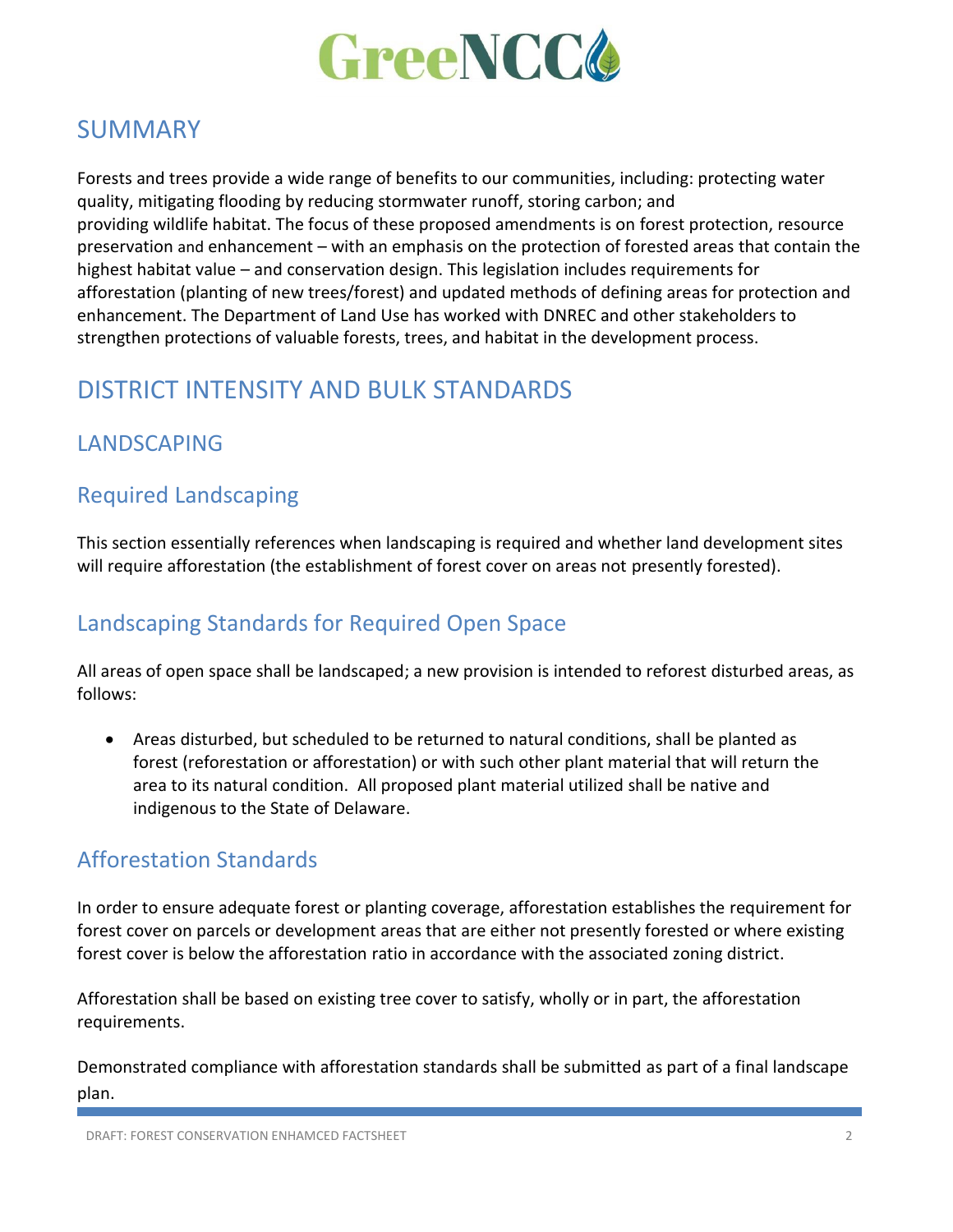## SUMMARY

Forests and trees provide a wide range of benefits to our communities, including: protecting water quality, mitigating flooding by reducing stormwater runoff, storing carbon; and providing wildlife habitat. The focus of these proposed amendments is on forest protection, resource preservation and enhancement – with an emphasis on the protection of forested areas that contain the highest habitat value – and conservation design. This legislation includes requirements for afforestation (planting of new trees/forest) and updated methods of defining areas for protection and enhancement. The Department of Land Use has worked with DNREC and other stakeholders to strengthen protections of valuable forests, trees, and habitat in the development process.

## DISTRICT INTENSITY AND BULK STANDARDS

### LANDSCAPING

### Required Landscaping

This section essentially references when landscaping is required and whether land development sites will require afforestation (the establishment of forest cover on areas not presently forested).

### Landscaping Standards for Required Open Space

All areas of open space shall be landscaped; a new provision is intended to reforest disturbed areas, as follows:

- Areas disturbed, but scheduled to be returned to natural conditions, shall be planted as forest (reforestation or afforestation) or with such other plant material that will return the area to its natural condition. All proposed plant material utilized shall be native and indigenous to the State of Delaware.

### Afforestation Standards

In order to ensure adequate forest or planting coverage, afforestation establishes the requirement for forest cover on parcels or development areas that are either not presently forested or where existing forest cover is below the afforestation ratio in accordance with the associated zoning district.

Afforestation shall be based on existing tree cover to satisfy, wholly or in part, the afforestation requirements.

Demonstrated compliance with afforestation standards shall be submitted as part of a final landscape plan.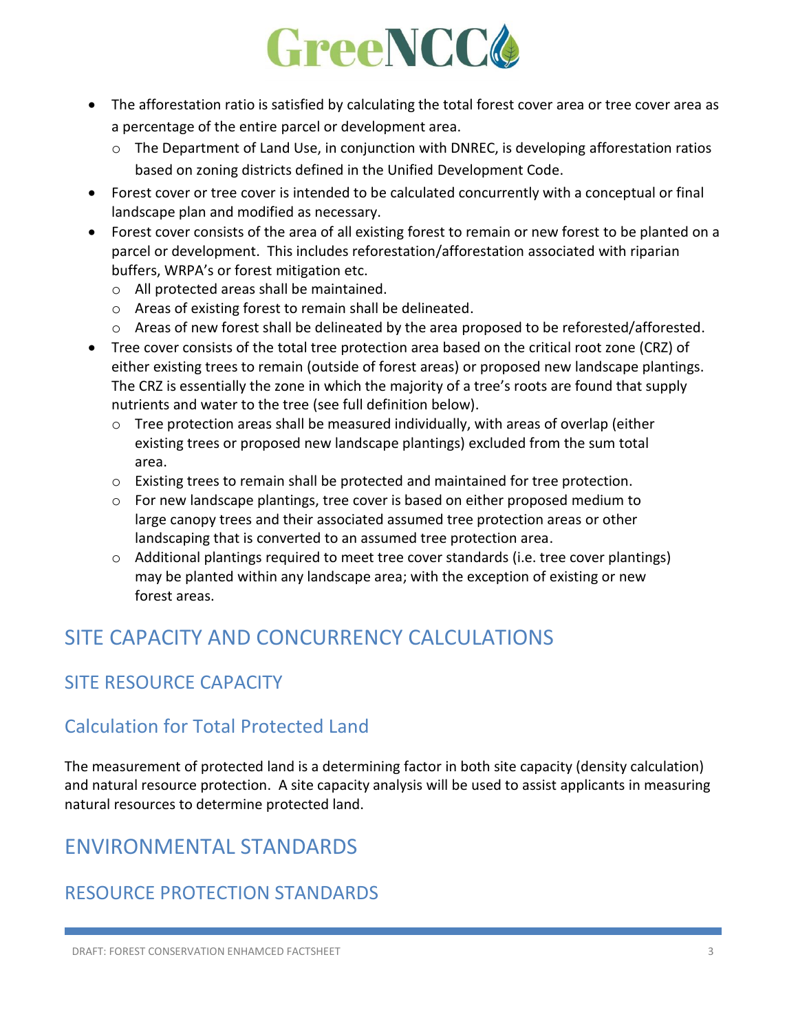- The afforestation ratio is satisfied by calculating the total forest cover area or tree cover area as a percentage of the entire parcel or development area.
  - The Department of Land Use, in conjunction with DNREC, is developing afforestation ratios based on zoning districts defined in the Unified Development Code.
- Forest cover or tree cover is intended to be calculated concurrently with a conceptual or final landscape plan and modified as necessary.
- Forest cover consists of the area of all existing forest to remain or new forest to be planted on a parcel or development. This includes reforestation/afforestation associated with riparian buffers, WRPA's or forest mitigation etc.
  - All protected areas shall be maintained.
  - Areas of existing forest to remain shall be delineated.
  - Areas of new forest shall be delineated by the area proposed to be reforested/afforested.
- Tree cover consists of the total tree protection area based on the critical root zone (CRZ) of either existing trees to remain (outside of forest areas) or proposed new landscape plantings. The CRZ is essentially the zone in which the majority of a tree's roots are found that supply nutrients and water to the tree (see full definition below).
  - Tree protection areas shall be measured individually, with areas of overlap (either existing trees or proposed new landscape plantings) excluded from the sum total area.
  - Existing trees to remain shall be protected and maintained for tree protection.
  - For new landscape plantings, tree cover is based on either proposed medium to large canopy trees and their associated assumed tree protection areas or other landscaping that is converted to an assumed tree protection area.
  - Additional plantings required to meet tree cover standards (i.e. tree cover plantings) may be planted within any landscape area; with the exception of existing or new forest areas.

# SITE CAPACITY AND CONCURRENCY CALCULATIONS

## SITE RESOURCE CAPACITY

### Calculation for Total Protected Land

The measurement of protected land is a determining factor in both site capacity (density calculation) and natural resource protection. A site capacity analysis will be used to assist applicants in measuring natural resources to determine protected land.

# ENVIRONMENTAL STANDARDS

## RESOURCE PROTECTION STANDARDS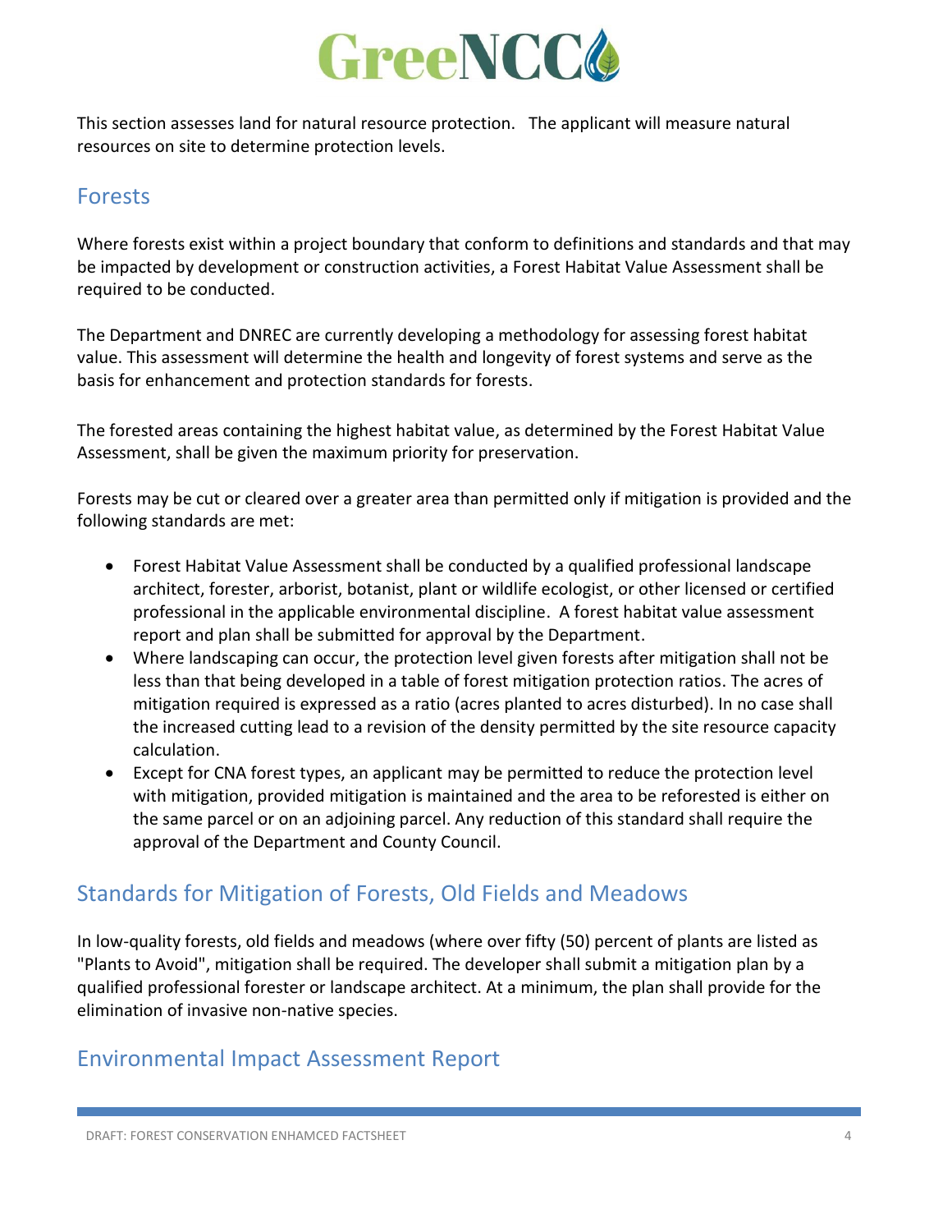This section assesses land for natural resource protection.   The applicant will measure natural resources on site to determine protection levels.

## Forests

Where forests exist within a project boundary that conform to definitions and standards and that may be impacted by development or construction activities, a Forest Habitat Value Assessment shall be required to be conducted.

The Department and DNREC are currently developing a methodology for assessing forest habitat value. This assessment will determine the health and longevity of forest systems and serve as the basis for enhancement and protection standards for forests.

The forested areas containing the highest habitat value, as determined by the Forest Habitat Value Assessment, shall be given the maximum priority for preservation.

Forests may be cut or cleared over a greater area than permitted only if mitigation is provided and the following standards are met:

- Forest Habitat Value Assessment shall be conducted by a qualified professional landscape architect, forester, arborist, botanist, plant or wildlife ecologist, or other licensed or certified professional in the applicable environmental discipline.  A forest habitat value assessment report and plan shall be submitted for approval by the Department.
- Where landscaping can occur, the protection level given forests after mitigation shall not be less than that being developed in a table of forest mitigation protection ratios. The acres of mitigation required is expressed as a ratio (acres planted to acres disturbed). In no case shall the increased cutting lead to a revision of the density permitted by the site resource capacity calculation.
- Except for CNA forest types, an applicant may be permitted to reduce the protection level with mitigation, provided mitigation is maintained and the area to be reforested is either on the same parcel or on an adjoining parcel. Any reduction of this standard shall require the approval of the Department and County Council.

## Standards for Mitigation of Forests, Old Fields and Meadows

In low-quality forests, old fields and meadows (where over fifty (50) percent of plants are listed as "Plants to Avoid", mitigation shall be required. The developer shall submit a mitigation plan by a qualified professional forester or landscape architect. At a minimum, the plan shall provide for the elimination of invasive non-native species.

## Environmental Impact Assessment Report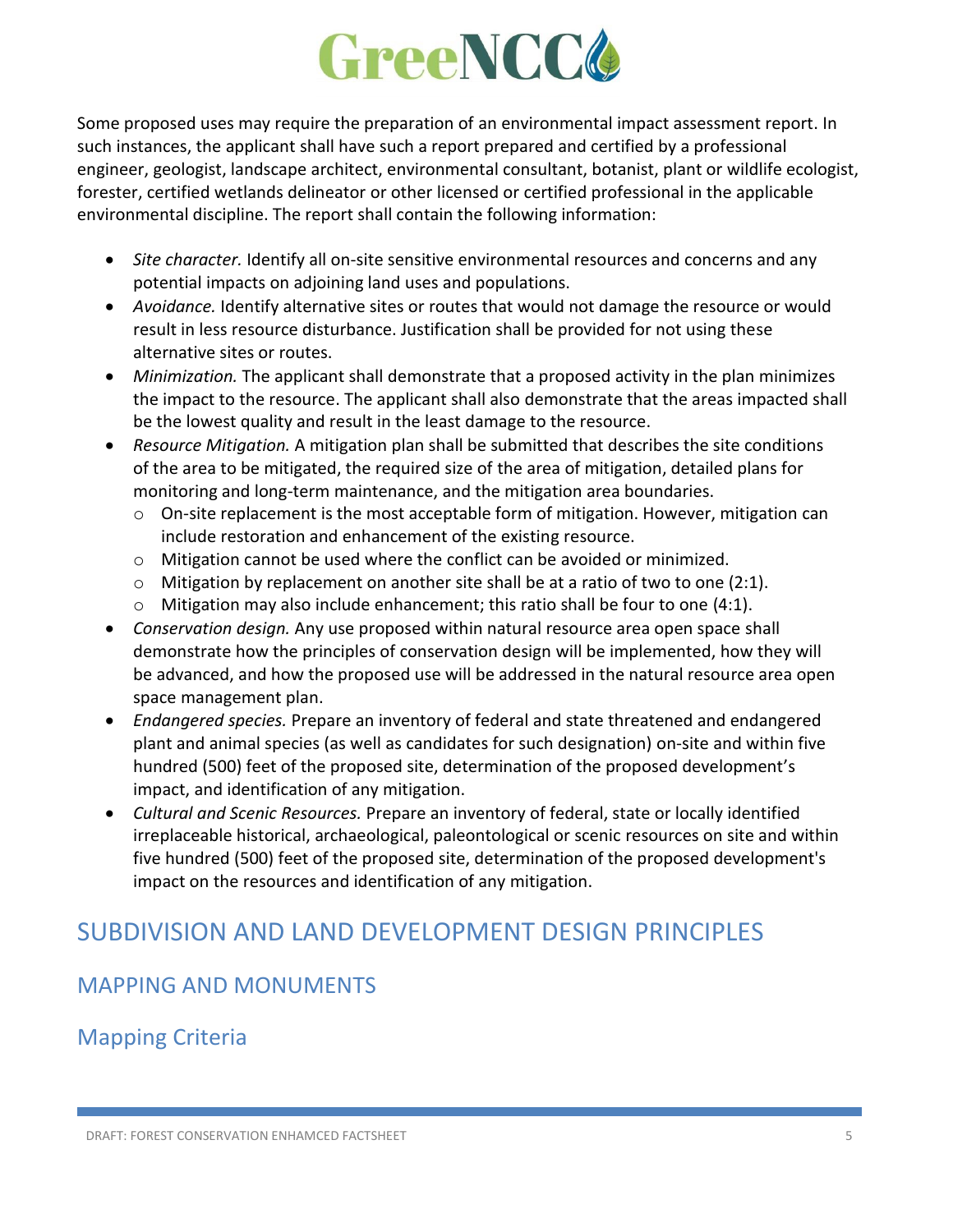Some proposed uses may require the preparation of an environmental impact assessment report. In such instances, the applicant shall have such a report prepared and certified by a professional engineer, geologist, landscape architect, environmental consultant, botanist, plant or wildlife ecologist, forester, certified wetlands delineator or other licensed or certified professional in the applicable environmental discipline. The report shall contain the following information:

- *Site character.* Identify all on-site sensitive environmental resources and concerns and any potential impacts on adjoining land uses and populations.
- *Avoidance.* Identify alternative sites or routes that would not damage the resource or would result in less resource disturbance. Justification shall be provided for not using these alternative sites or routes.
- *Minimization.* The applicant shall demonstrate that a proposed activity in the plan minimizes the impact to the resource. The applicant shall also demonstrate that the areas impacted shall be the lowest quality and result in the least damage to the resource.
- *Resource Mitigation.* A mitigation plan shall be submitted that describes the site conditions of the area to be mitigated, the required size of the area of mitigation, detailed plans for monitoring and long-term maintenance, and the mitigation area boundaries.
  - On-site replacement is the most acceptable form of mitigation. However, mitigation can include restoration and enhancement of the existing resource.
  - Mitigation cannot be used where the conflict can be avoided or minimized.
  - Mitigation by replacement on another site shall be at a ratio of two to one (2:1).
  - Mitigation may also include enhancement; this ratio shall be four to one (4:1).
- *Conservation design.* Any use proposed within natural resource area open space shall demonstrate how the principles of conservation design will be implemented, how they will be advanced, and how the proposed use will be addressed in the natural resource area open space management plan.
- *Endangered species.* Prepare an inventory of federal and state threatened and endangered plant and animal species (as well as candidates for such designation) on-site and within five hundred (500) feet of the proposed site, determination of the proposed development's impact, and identification of any mitigation.
- *Cultural and Scenic Resources.* Prepare an inventory of federal, state or locally identified irreplaceable historical, archaeological, paleontological or scenic resources on site and within five hundred (500) feet of the proposed site, determination of the proposed development's impact on the resources and identification of any mitigation.

# SUBDIVISION AND LAND DEVELOPMENT DESIGN PRINCIPLES

## MAPPING AND MONUMENTS

### Mapping Criteria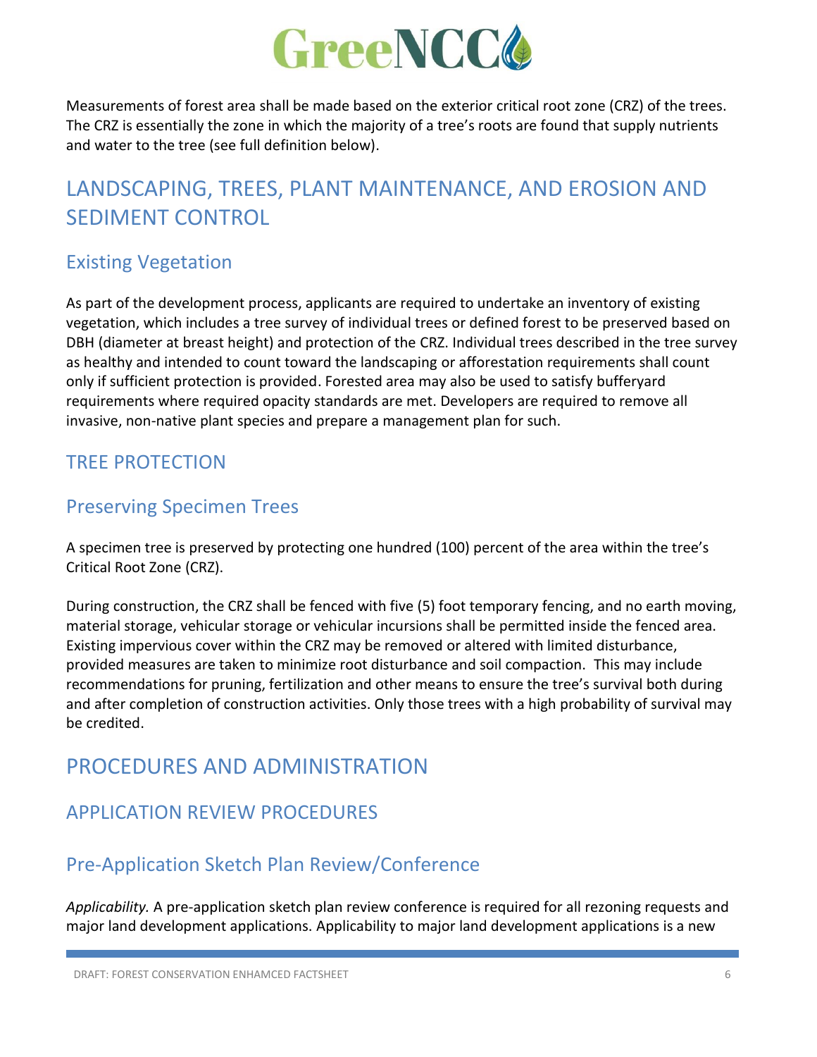Measurements of forest area shall be made based on the exterior critical root zone (CRZ) of the trees. The CRZ is essentially the zone in which the majority of a tree's roots are found that supply nutrients and water to the tree (see full definition below).

# LANDSCAPING, TREES, PLANT MAINTENANCE, AND EROSION AND SEDIMENT CONTROL

## Existing Vegetation

As part of the development process, applicants are required to undertake an inventory of existing vegetation, which includes a tree survey of individual trees or defined forest to be preserved based on DBH (diameter at breast height) and protection of the CRZ. Individual trees described in the tree survey as healthy and intended to count toward the landscaping or afforestation requirements shall count only if sufficient protection is provided. Forested area may also be used to satisfy bufferyard requirements where required opacity standards are met. Developers are required to remove all invasive, non-native plant species and prepare a management plan for such.

## TREE PROTECTION

## Preserving Specimen Trees

A specimen tree is preserved by protecting one hundred (100) percent of the area within the tree's Critical Root Zone (CRZ).

During construction, the CRZ shall be fenced with five (5) foot temporary fencing, and no earth moving, material storage, vehicular storage or vehicular incursions shall be permitted inside the fenced area. Existing impervious cover within the CRZ may be removed or altered with limited disturbance, provided measures are taken to minimize root disturbance and soil compaction. This may include recommendations for pruning, fertilization and other means to ensure the tree's survival both during and after completion of construction activities. Only those trees with a high probability of survival may be credited.

# PROCEDURES AND ADMINISTRATION

## APPLICATION REVIEW PROCEDURES

## Pre-Application Sketch Plan Review/Conference

*Applicability.* A pre-application sketch plan review conference is required for all rezoning requests and major land development applications. Applicability to major land development applications is a new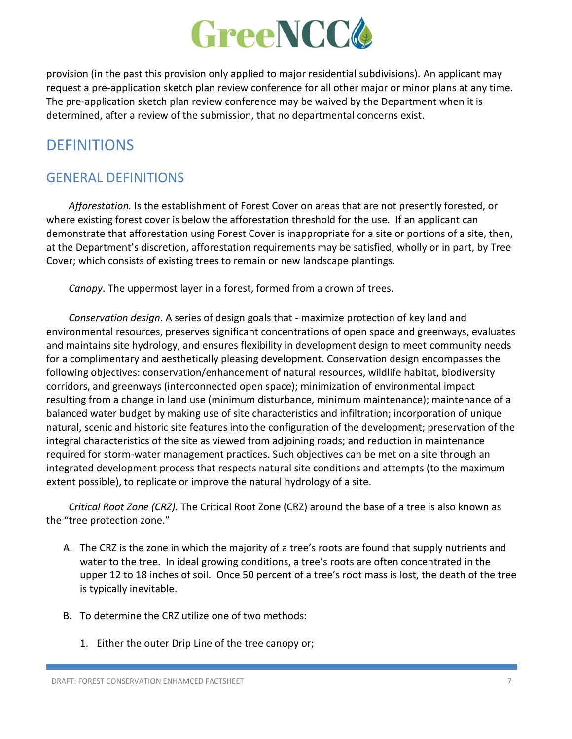provision (in the past this provision only applied to major residential subdivisions). An applicant may request a pre-application sketch plan review conference for all other major or minor plans at any time. The pre-application sketch plan review conference may be waived by the Department when it is determined, after a review of the submission, that no departmental concerns exist.

# DEFINITIONS

## GENERAL DEFINITIONS

*Afforestation.* Is the establishment of Forest Cover on areas that are not presently forested, or where existing forest cover is below the afforestation threshold for the use. If an applicant can demonstrate that afforestation using Forest Cover is inappropriate for a site or portions of a site, then, at the Department's discretion, afforestation requirements may be satisfied, wholly or in part, by Tree Cover; which consists of existing trees to remain or new landscape plantings.

*Canopy*. The uppermost layer in a forest, formed from a crown of trees.

*Conservation design.* A series of design goals that - maximize protection of key land and environmental resources, preserves significant concentrations of open space and greenways, evaluates and maintains site hydrology, and ensures flexibility in development design to meet community needs for a complimentary and aesthetically pleasing development. Conservation design encompasses the following objectives: conservation/enhancement of natural resources, wildlife habitat, biodiversity corridors, and greenways (interconnected open space); minimization of environmental impact resulting from a change in land use (minimum disturbance, minimum maintenance); maintenance of a balanced water budget by making use of site characteristics and infiltration; incorporation of unique natural, scenic and historic site features into the configuration of the development; preservation of the integral characteristics of the site as viewed from adjoining roads; and reduction in maintenance required for storm-water management practices. Such objectives can be met on a site through an integrated development process that respects natural site conditions and attempts (to the maximum extent possible), to replicate or improve the natural hydrology of a site.

*Critical Root Zone (CRZ).* The Critical Root Zone (CRZ) around the base of a tree is also known as the "tree protection zone."

A. The CRZ is the zone in which the majority of a tree's roots are found that supply nutrients and water to the tree. In ideal growing conditions, a tree's roots are often concentrated in the upper 12 to 18 inches of soil. Once 50 percent of a tree's root mass is lost, the death of the tree is typically inevitable.

B. To determine the CRZ utilize one of two methods:

   1. Either the outer Drip Line of the tree canopy or;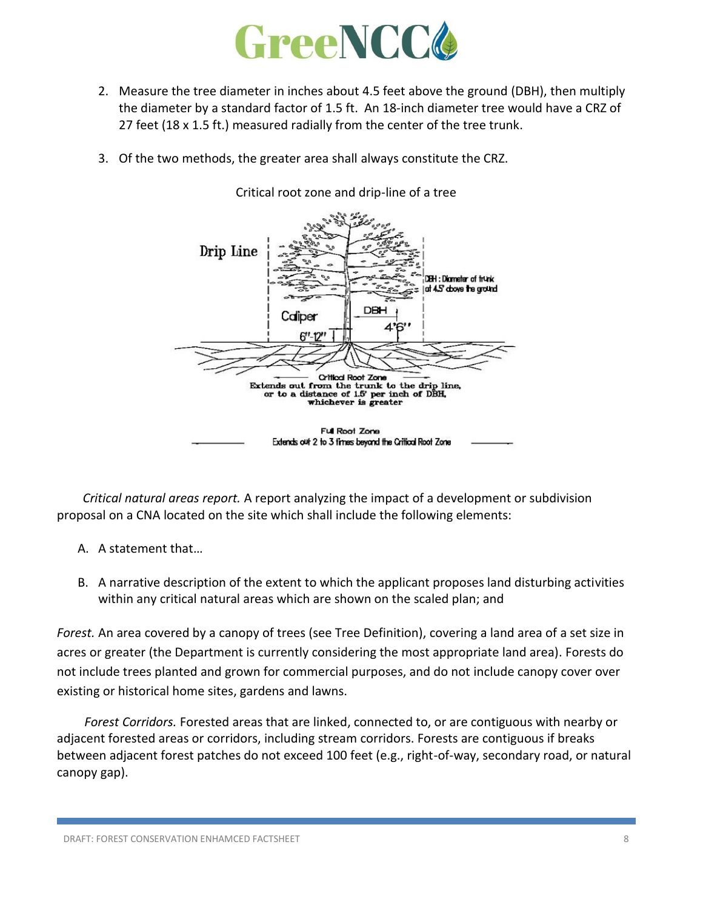2. Measure the tree diameter in inches about 4.5 feet above the ground (DBH), then multiply the diameter by a standard factor of 1.5 ft. An 18-inch diameter tree would have a CRZ of 27 feet (18 x 1.5 ft.) measured radially from the center of the tree trunk.

3. Of the two methods, the greater area shall always constitute the CRZ.

Critical root zone and drip-line of a tree

*Critical natural areas report.* A report analyzing the impact of a development or subdivision proposal on a CNA located on the site which shall include the following elements:

A. A statement that…

B. A narrative description of the extent to which the applicant proposes land disturbing activities within any critical natural areas which are shown on the scaled plan; and

*Forest.* An area covered by a canopy of trees (see Tree Definition), covering a land area of a set size in acres or greater (the Department is currently considering the most appropriate land area). Forests do not include trees planted and grown for commercial purposes, and do not include canopy cover over existing or historical home sites, gardens and lawns.

*Forest Corridors.* Forested areas that are linked, connected to, or are contiguous with nearby or adjacent forested areas or corridors, including stream corridors. Forests are contiguous if breaks between adjacent forest patches do not exceed 100 feet (e.g., right-of-way, secondary road, or natural canopy gap).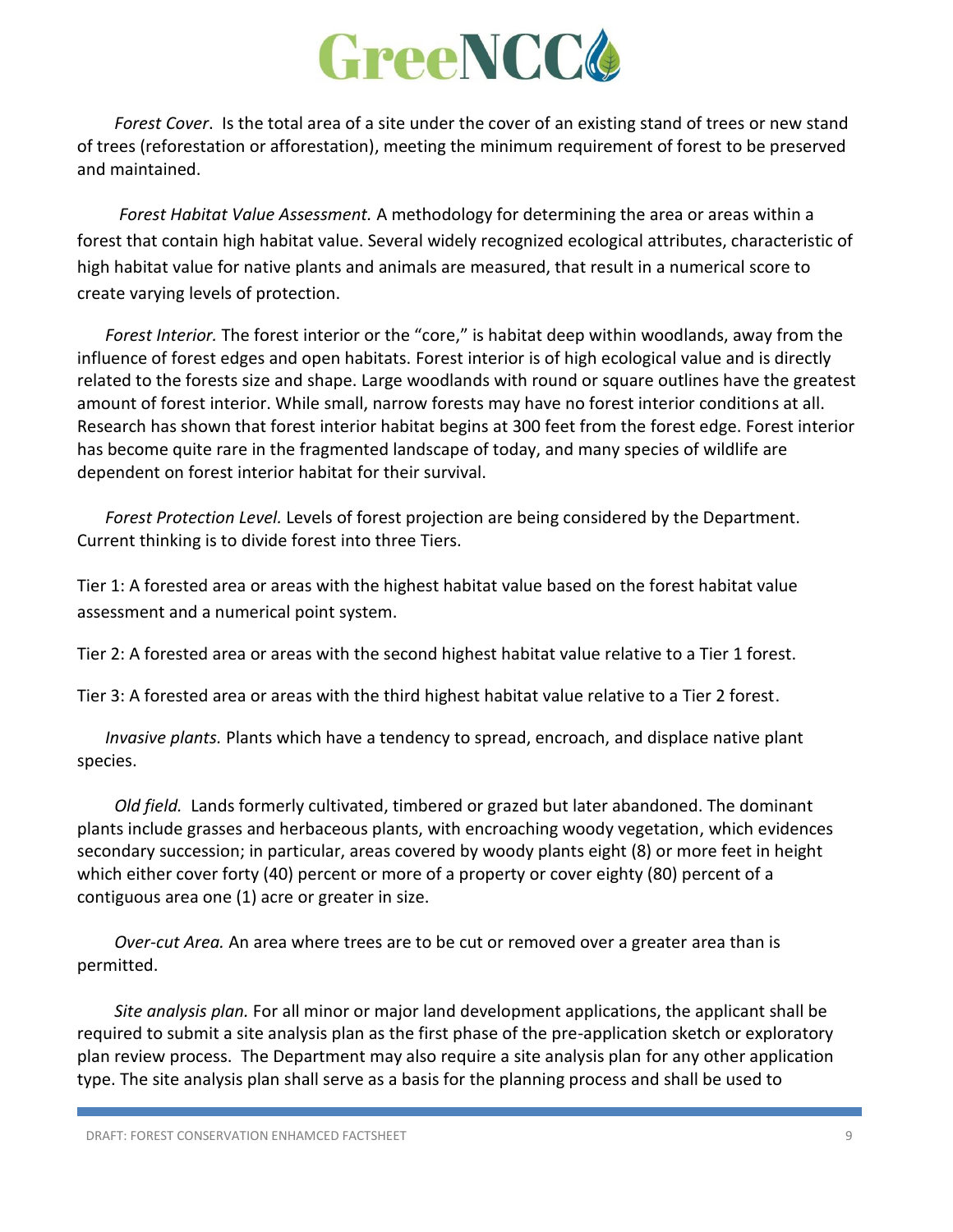*Forest Cover*. Is the total area of a site under the cover of an existing stand of trees or new stand of trees (reforestation or afforestation), meeting the minimum requirement of forest to be preserved and maintained.

*Forest Habitat Value Assessment.* A methodology for determining the area or areas within a forest that contain high habitat value. Several widely recognized ecological attributes, characteristic of high habitat value for native plants and animals are measured, that result in a numerical score to create varying levels of protection.

*Forest Interior.* The forest interior or the "core," is habitat deep within woodlands, away from the influence of forest edges and open habitats. Forest interior is of high ecological value and is directly related to the forests size and shape. Large woodlands with round or square outlines have the greatest amount of forest interior. While small, narrow forests may have no forest interior conditions at all. Research has shown that forest interior habitat begins at 300 feet from the forest edge. Forest interior has become quite rare in the fragmented landscape of today, and many species of wildlife are dependent on forest interior habitat for their survival.

*Forest Protection Level.* Levels of forest projection are being considered by the Department. Current thinking is to divide forest into three Tiers.

Tier 1: A forested area or areas with the highest habitat value based on the forest habitat value assessment and a numerical point system.

Tier 2: A forested area or areas with the second highest habitat value relative to a Tier 1 forest.

Tier 3: A forested area or areas with the third highest habitat value relative to a Tier 2 forest.

*Invasive plants.* Plants which have a tendency to spread, encroach, and displace native plant species.

*Old field.* Lands formerly cultivated, timbered or grazed but later abandoned. The dominant plants include grasses and herbaceous plants, with encroaching woody vegetation, which evidences secondary succession; in particular, areas covered by woody plants eight (8) or more feet in height which either cover forty (40) percent or more of a property or cover eighty (80) percent of a contiguous area one (1) acre or greater in size.

*Over-cut Area.* An area where trees are to be cut or removed over a greater area than is permitted.

*Site analysis plan.* For all minor or major land development applications, the applicant shall be required to submit a site analysis plan as the first phase of the pre-application sketch or exploratory plan review process. The Department may also require a site analysis plan for any other application type. The site analysis plan shall serve as a basis for the planning process and shall be used to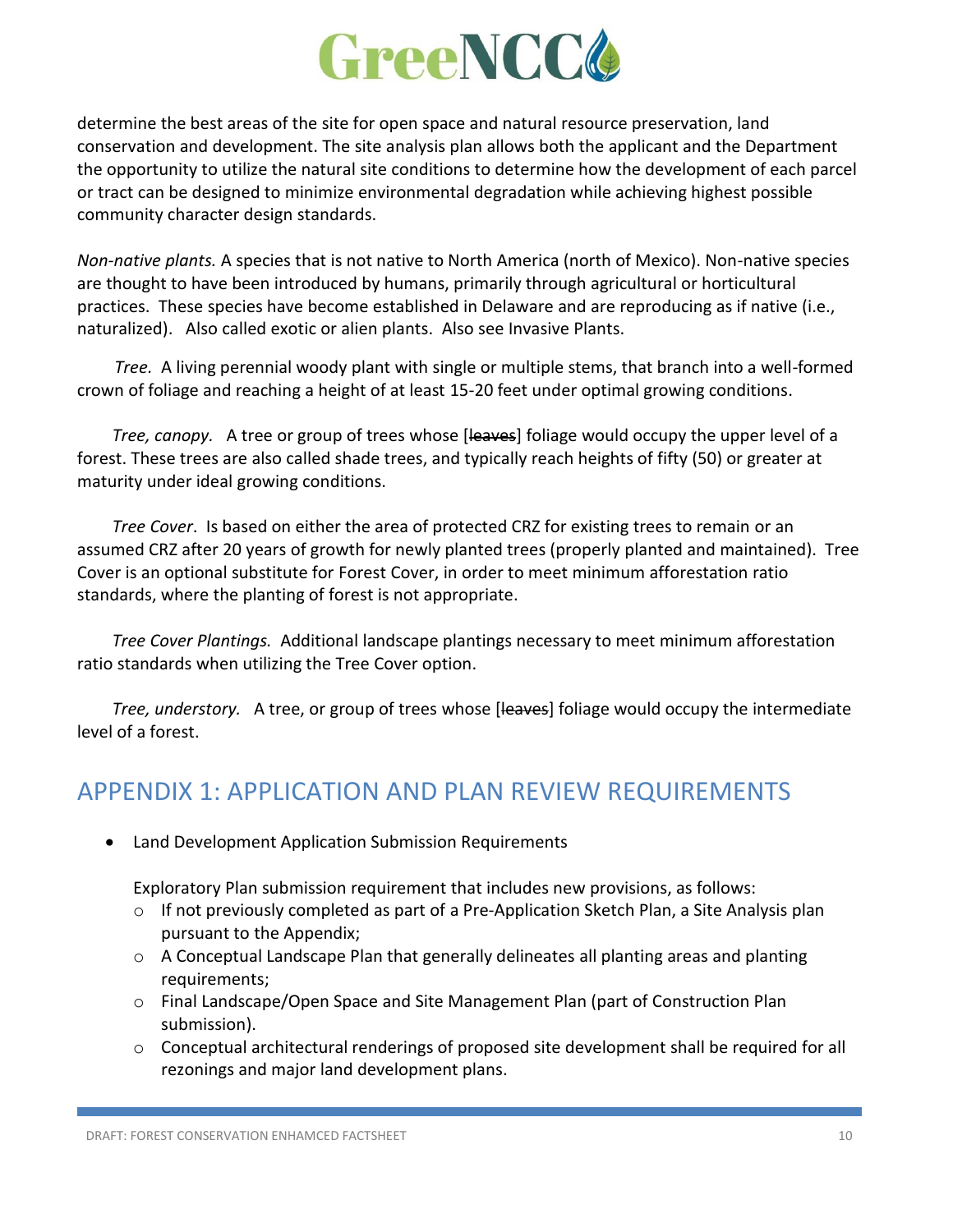determine the best areas of the site for open space and natural resource preservation, land conservation and development. The site analysis plan allows both the applicant and the Department the opportunity to utilize the natural site conditions to determine how the development of each parcel or tract can be designed to minimize environmental degradation while achieving highest possible community character design standards.

*Non-native plants.* A species that is not native to North America (north of Mexico). Non-native species are thought to have been introduced by humans, primarily through agricultural or horticultural practices. These species have become established in Delaware and are reproducing as if native (i.e., naturalized). Also called exotic or alien plants. Also see Invasive Plants.

*Tree.* A living perennial woody plant with single or multiple stems, that branch into a well-formed crown of foliage and reaching a height of at least 15-20 feet under optimal growing conditions.

*Tree, canopy.* A tree or group of trees whose [~~leaves~~] foliage would occupy the upper level of a forest. These trees are also called shade trees, and typically reach heights of fifty (50) or greater at maturity under ideal growing conditions.

*Tree Cover*. Is based on either the area of protected CRZ for existing trees to remain or an assumed CRZ after 20 years of growth for newly planted trees (properly planted and maintained). Tree Cover is an optional substitute for Forest Cover, in order to meet minimum afforestation ratio standards, where the planting of forest is not appropriate.

*Tree Cover Plantings.* Additional landscape plantings necessary to meet minimum afforestation ratio standards when utilizing the Tree Cover option.

*Tree, understory.* A tree, or group of trees whose [~~leaves~~] foliage would occupy the intermediate level of a forest.

## APPENDIX 1: APPLICATION AND PLAN REVIEW REQUIREMENTS

- Land Development Application Submission Requirements

  Exploratory Plan submission requirement that includes new provisions, as follows:
  - If not previously completed as part of a Pre-Application Sketch Plan, a Site Analysis plan pursuant to the Appendix;
  - A Conceptual Landscape Plan that generally delineates all planting areas and planting requirements;
  - Final Landscape/Open Space and Site Management Plan (part of Construction Plan submission).
  - Conceptual architectural renderings of proposed site development shall be required for all rezonings and major land development plans.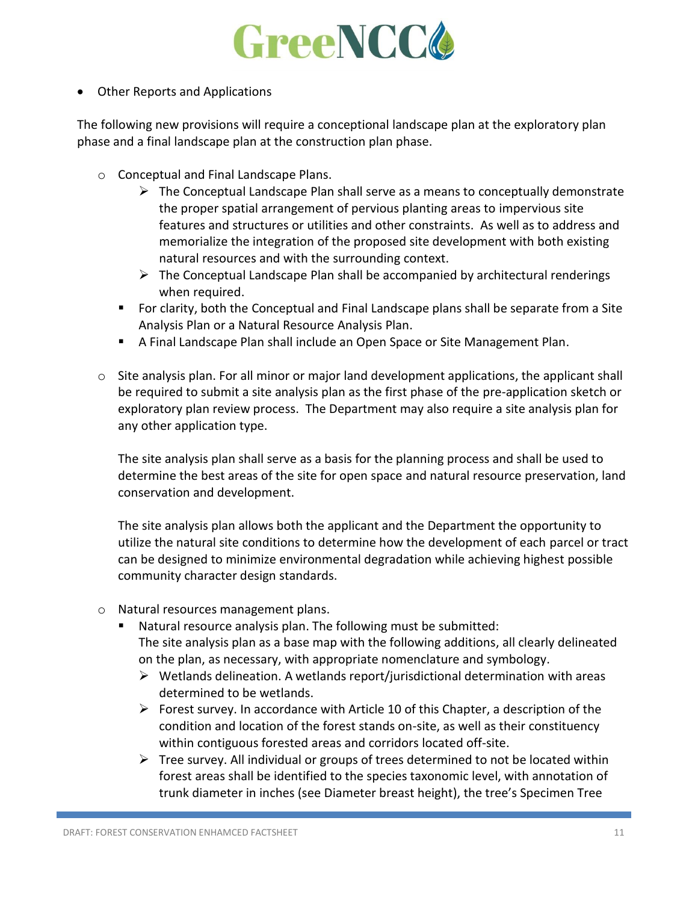- Other Reports and Applications

The following new provisions will require a conceptional landscape plan at the exploratory plan phase and a final landscape plan at the construction plan phase.

  - Conceptual and Final Landscape Plans.
    - The Conceptual Landscape Plan shall serve as a means to conceptually demonstrate the proper spatial arrangement of pervious planting areas to impervious site features and structures or utilities and other constraints. As well as to address and memorialize the integration of the proposed site development with both existing natural resources and with the surrounding context.
    - The Conceptual Landscape Plan shall be accompanied by architectural renderings when required.
    - For clarity, both the Conceptual and Final Landscape plans shall be separate from a Site Analysis Plan or a Natural Resource Analysis Plan.
    - A Final Landscape Plan shall include an Open Space or Site Management Plan.

  - Site analysis plan. For all minor or major land development applications, the applicant shall be required to submit a site analysis plan as the first phase of the pre-application sketch or exploratory plan review process. The Department may also require a site analysis plan for any other application type.

    The site analysis plan shall serve as a basis for the planning process and shall be used to determine the best areas of the site for open space and natural resource preservation, land conservation and development.

    The site analysis plan allows both the applicant and the Department the opportunity to utilize the natural site conditions to determine how the development of each parcel or tract can be designed to minimize environmental degradation while achieving highest possible community character design standards.

  - Natural resources management plans.
    - Natural resource analysis plan. The following must be submitted:
      The site analysis plan as a base map with the following additions, all clearly delineated on the plan, as necessary, with appropriate nomenclature and symbology.
      - Wetlands delineation. A wetlands report/jurisdictional determination with areas determined to be wetlands.
      - Forest survey. In accordance with Article 10 of this Chapter, a description of the condition and location of the forest stands on-site, as well as their constituency within contiguous forested areas and corridors located off-site.
      - Tree survey. All individual or groups of trees determined to not be located within forest areas shall be identified to the species taxonomic level, with annotation of trunk diameter in inches (see Diameter breast height), the tree's Specimen Tree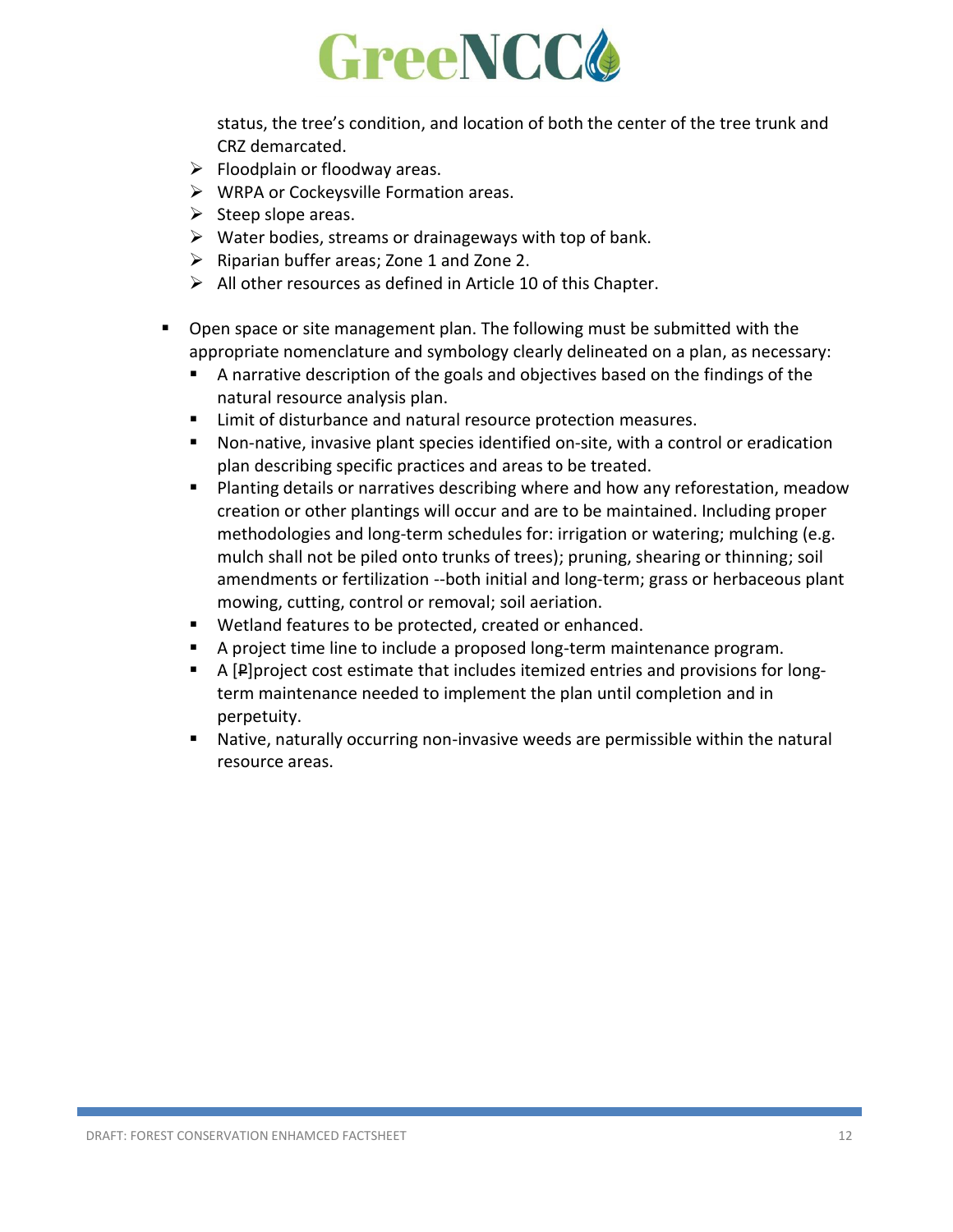status, the tree's condition, and location of both the center of the tree trunk and CRZ demarcated.

- Floodplain or floodway areas.
- WRPA or Cockeysville Formation areas.
- Steep slope areas.
- Water bodies, streams or drainageways with top of bank.
- Riparian buffer areas; Zone 1 and Zone 2.
- All other resources as defined in Article 10 of this Chapter.

- Open space or site management plan. The following must be submitted with the appropriate nomenclature and symbology clearly delineated on a plan, as necessary:
  - A narrative description of the goals and objectives based on the findings of the natural resource analysis plan.
  - Limit of disturbance and natural resource protection measures.
  - Non-native, invasive plant species identified on-site, with a control or eradication plan describing specific practices and areas to be treated.
  - Planting details or narratives describing where and how any reforestation, meadow creation or other plantings will occur and are to be maintained. Including proper methodologies and long-term schedules for: irrigation or watering; mulching (e.g. mulch shall not be piled onto trunks of trees); pruning, shearing or thinning; soil amendments or fertilization --both initial and long-term; grass or herbaceous plant mowing, cutting, control or removal; soil aeration.
  - Wetland features to be protected, created or enhanced.
  - A project time line to include a proposed long-term maintenance program.
  - A [~~P~~]project cost estimate that includes itemized entries and provisions for long-term maintenance needed to implement the plan until completion and in perpetuity.
  - Native, naturally occurring non-invasive weeds are permissible within the natural resource areas.